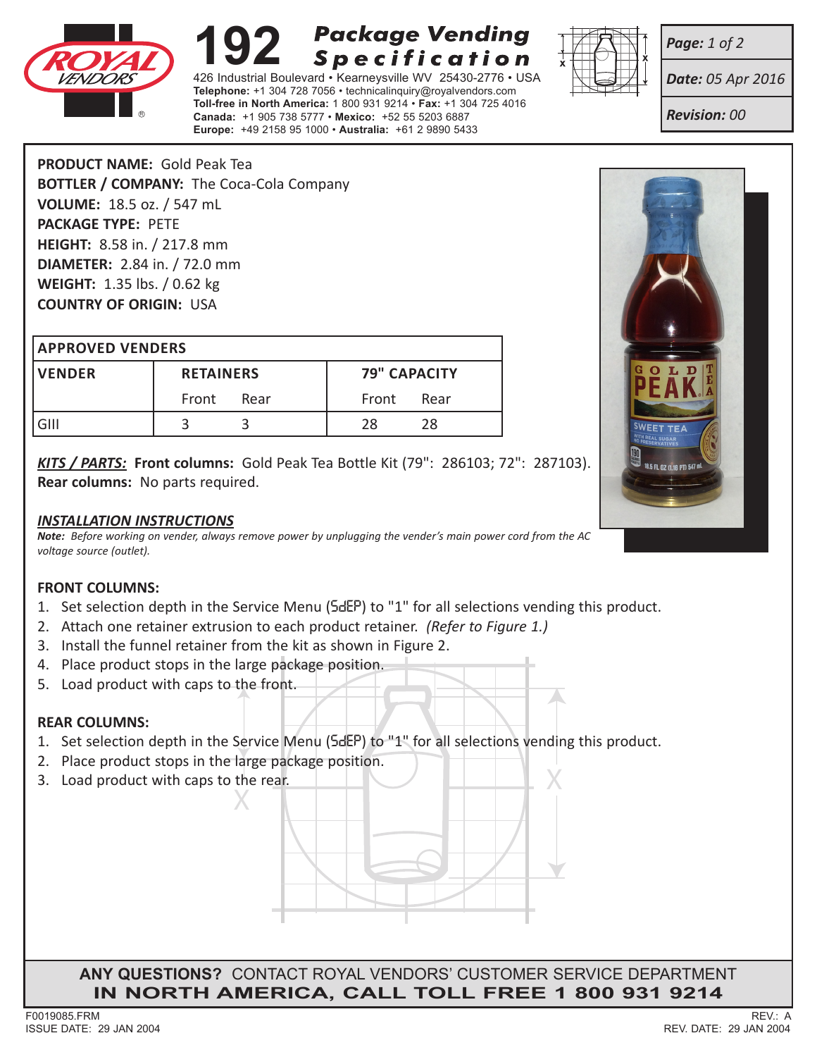# 192 Package Vending Specification

426 Industrial Boulevard • Kearneysville WV 25430-2776 • USA
**Telephone:** +1 304 728 7056 • technicalinquiry@royalvendors.com
**Toll-free in North America:** 1 800 931 9214 • **Fax:** +1 304 725 4016
**Canada:** +1 905 738 5777 • **Mexico:** +52 55 5203 6887
**Europe:** +49 2158 95 1000 • **Australia:** +61 2 9890 5433

***Page:** 1 of 2*
***Date:** 05 Apr 2016*
***Revision:** 00*

**PRODUCT NAME:** Gold Peak Tea
**BOTTLER / COMPANY:** The Coca-Cola Company
**VOLUME:** 18.5 oz. / 547 mL
**PACKAGE TYPE:** PETE
**HEIGHT:** 8.58 in. / 217.8 mm
**DIAMETER:** 2.84 in. / 72.0 mm
**WEIGHT:** 1.35 lbs. / 0.62 kg
**COUNTRY OF ORIGIN:** USA

| APPROVED VENDERS | | | | |
|---|---|---|---|---|
| VENDER | RETAINERS | | 79" CAPACITY | |
| | Front | Rear | Front | Rear |
| GIII | 3 | 3 | 28 | 28 |

***KITS / PARTS:*** **Front columns:** Gold Peak Tea Bottle Kit (79": 286103; 72": 287103).
**Rear columns:** No parts required.

## *INSTALLATION INSTRUCTIONS*

***Note:*** *Before working on vender, always remove power by unplugging the vender's main power cord from the AC voltage source (outlet).*

### FRONT COLUMNS:

1. Set selection depth in the Service Menu (SdEP) to "1" for all selections vending this product.
2. Attach one retainer extrusion to each product retainer. *(Refer to Figure 1.)*
3. Install the funnel retainer from the kit as shown in Figure 2.
4. Place product stops in the large package position.
5. Load product with caps to the front.

### REAR COLUMNS:

1. Set selection depth in the Service Menu (SdEP) to "1" for all selections vending this product.
2. Place product stops in the large package position.
3. Load product with caps to the rear.

**ANY QUESTIONS?** CONTACT ROYAL VENDORS' CUSTOMER SERVICE DEPARTMENT
**IN NORTH AMERICA, CALL TOLL FREE 1 800 931 9214**

F0019085.FRM
ISSUE DATE: 29 JAN 2004
REV.: A
REV. DATE: 29 JAN 2004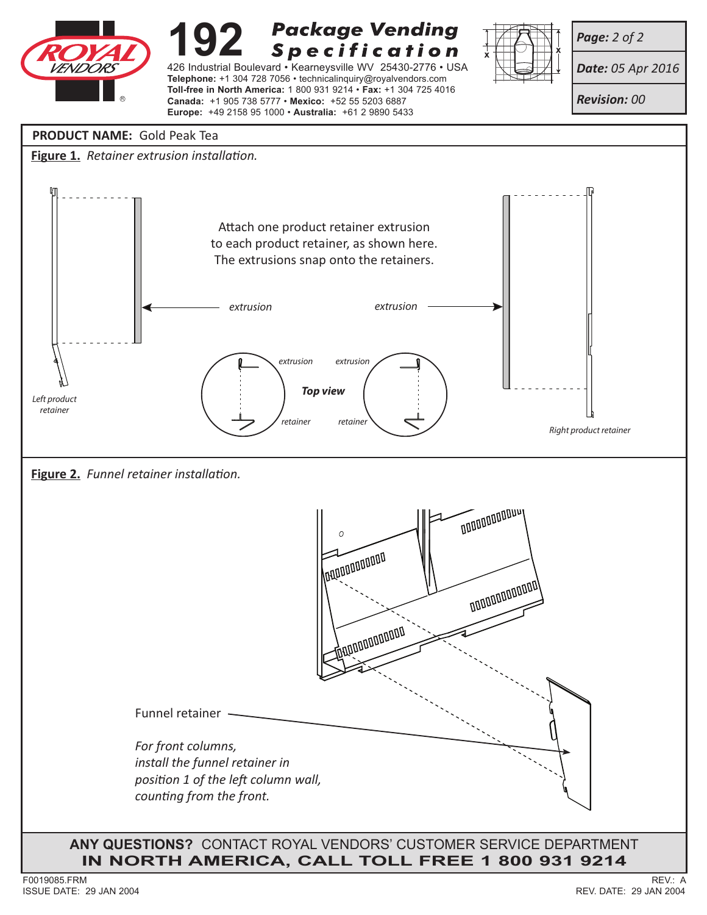**PRODUCT NAME:** Gold Peak Tea

**Figure 1.** *Retainer extrusion installation.*

Attach one product retainer extrusion to each product retainer, as shown here. The extrusions snap onto the retainers.

*extrusion*

*extrusion*

*extrusion*

*extrusion*

***Top view***

*retainer*

*retainer*

*Left product retainer*

*Right product retainer*

**Figure 2.** *Funnel retainer installation.*

Funnel retainer

*For front columns, install the funnel retainer in position 1 of the left column wall, counting from the front.*

**ANY QUESTIONS?** CONTACT ROYAL VENDORS' CUSTOMER SERVICE DEPARTMENT
**IN NORTH AMERICA, CALL TOLL FREE 1 800 931 9214**

F0019085.FRM
ISSUE DATE: 29 JAN 2004

REV.: A
REV. DATE: 29 JAN 2004